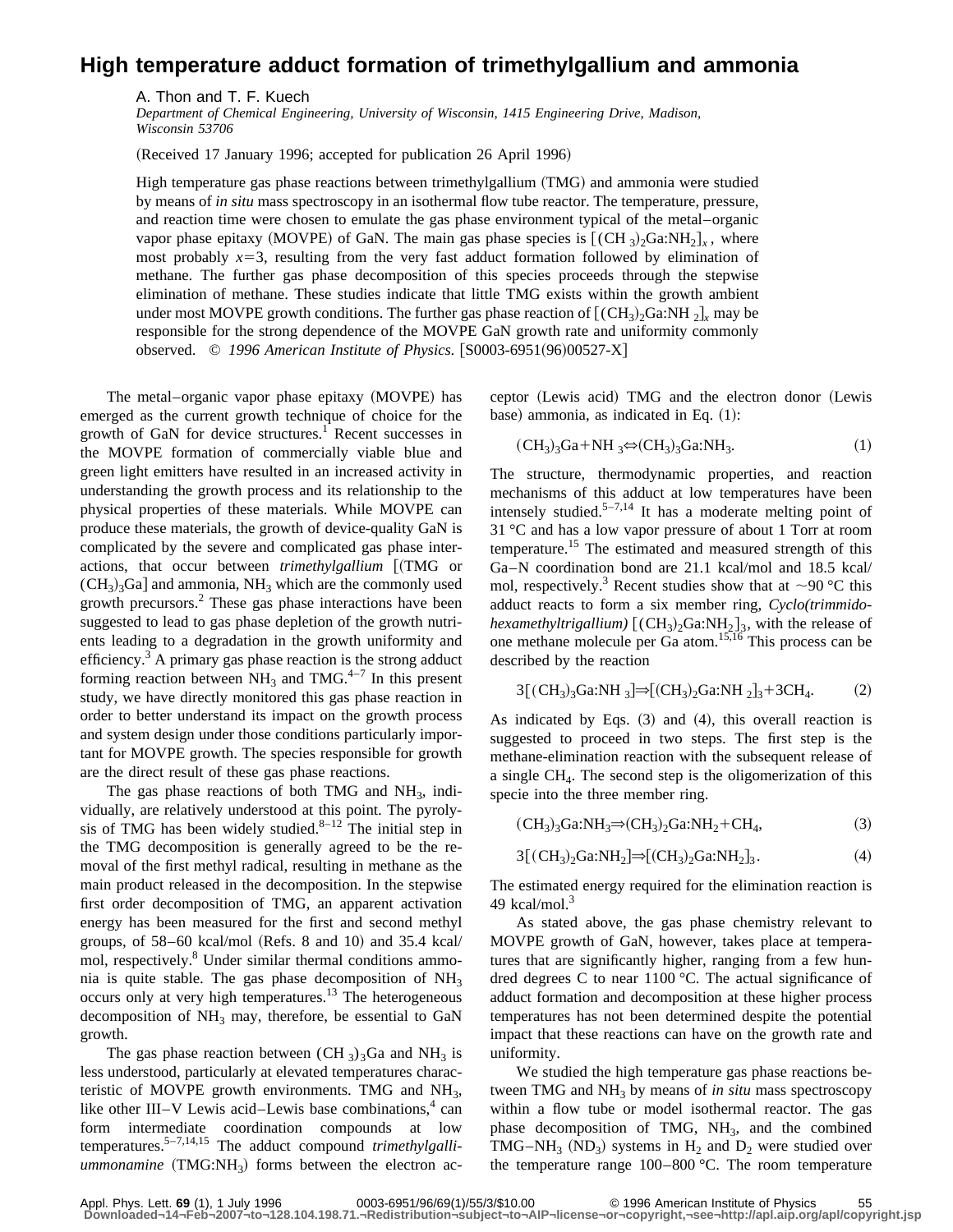# High temperature adduct formation of trimethylgallium and ammonia

A. Thon and T. F. Kuech

*Department of Chemical Engineering, University of Wisconsin, 1415 Engineering Drive, Madison, Wisconsin 53706*

(Received 17 January 1996; accepted for publication 26 April 1996)

High temperature gas phase reactions between trimethylgallium (TMG) and ammonia were studied by means of *in situ* mass spectroscopy in an isothermal flow tube reactor. The temperature, pressure, and reaction time were chosen to emulate the gas phase environment typical of the metal–organic vapor phase epitaxy (MOVPE) of GaN. The main gas phase species is $[(CH_3)_2Ga{:}NH_2]_x$, where most probably $x=3$, resulting from the very fast adduct formation followed by elimination of methane. The further gas phase decomposition of this species proceeds through the stepwise elimination of methane. These studies indicate that little TMG exists within the growth ambient under most MOVPE growth conditions. The further gas phase reaction of $[(CH_3)_2Ga{:}NH_2]_x$ may be responsible for the strong dependence of the MOVPE GaN growth rate and uniformity commonly observed. © *1996 American Institute of Physics.* [S0003-6951(96)00527-X]

The metal–organic vapor phase epitaxy (MOVPE) has emerged as the current growth technique of choice for the growth of GaN for device structures.[1] Recent successes in the MOVPE formation of commercially viable blue and green light emitters have resulted in an increased activity in understanding the growth process and its relationship to the physical properties of these materials. While MOVPE can produce these materials, the growth of device-quality GaN is complicated by the severe and complicated gas phase interactions, that occur between *trimethylgallium* [(TMG or $(CH_3)_3Ga$] and ammonia, $NH_3$ which are the commonly used growth precursors.[2] These gas phase interactions have been suggested to lead to gas phase depletion of the growth nutrients leading to a degradation in the growth uniformity and efficiency.[3] A primary gas phase reaction is the strong adduct forming reaction between $NH_3$ and TMG.[4–7] In this present study, we have directly monitored this gas phase reaction in order to better understand its impact on the growth process and system design under those conditions particularly important for MOVPE growth. The species responsible for growth are the direct result of these gas phase reactions.

The gas phase reactions of both TMG and $NH_3$, individually, are relatively understood at this point. The pyrolysis of TMG has been widely studied.[8–12] The initial step in the TMG decomposition is generally agreed to be the removal of the first methyl radical, resulting in methane as the main product released in the decomposition. In the stepwise first order decomposition of TMG, an apparent activation energy has been measured for the first and second methyl groups, of 58–60 kcal/mol (Refs. 8 and 10) and 35.4 kcal/mol, respectively.[8] Under similar thermal conditions ammonia is quite stable. The gas phase decomposition of $NH_3$ occurs only at very high temperatures.[13] The heterogeneous decomposition of $NH_3$ may, therefore, be essential to GaN growth.

The gas phase reaction between $(CH_3)_3Ga$ and $NH_3$ is less understood, particularly at elevated temperatures characteristic of MOVPE growth environments. TMG and $NH_3$, like other III–V Lewis acid–Lewis base combinations,[4] can form intermediate coordination compounds at low temperatures.[5–7,14,15] The adduct compound *trimethylgalliummonamine* (TMG:$NH_3$) forms between the electron acceptor (Lewis acid) TMG and the electron donor (Lewis base) ammonia, as indicated in Eq. (1):

$$(CH_3)_3Ga+NH_3 \Leftrightarrow (CH_3)_3Ga{:}NH_3. \tag{1}$$

The structure, thermodynamic properties, and reaction mechanisms of this adduct at low temperatures have been intensely studied.[5–7,14] It has a moderate melting point of 31 °C and has a low vapor pressure of about 1 Torr at room temperature.[15] The estimated and measured strength of this Ga–N coordination bond are 21.1 kcal/mol and 18.5 kcal/mol, respectively.[3] Recent studies show that at ~90 °C this adduct reacts to form a six member ring, *Cyclo(trimmidohexamethyltrigallium)* $[(CH_3)_2Ga{:}NH_2]_3$, with the release of one methane molecule per Ga atom.[15,16] This process can be described by the reaction

$$3[(CH_3)_3Ga{:}NH_3] \Rightarrow [(CH_3)_2Ga{:}NH_2]_3+3CH_4. \tag{2}$$

As indicated by Eqs. (3) and (4), this overall reaction is suggested to proceed in two steps. The first step is the methane-elimination reaction with the subsequent release of a single $CH_4$. The second step is the oligomerization of this specie into the three member ring.

$$(CH_3)_3Ga{:}NH_3 \Rightarrow (CH_3)_2Ga{:}NH_2+CH_4, \tag{3}$$

$$3[(CH_3)_2Ga{:}NH_2] \Rightarrow [(CH_3)_2Ga{:}NH_2]_3. \tag{4}$$

The estimated energy required for the elimination reaction is 49 kcal/mol.[3]

As stated above, the gas phase chemistry relevant to MOVPE growth of GaN, however, takes place at temperatures that are significantly higher, ranging from a few hundred degrees C to near 1100 °C. The actual significance of adduct formation and decomposition at these higher process temperatures has not been determined despite the potential impact that these reactions can have on the growth rate and uniformity.

We studied the high temperature gas phase reactions between TMG and $NH_3$ by means of *in situ* mass spectroscopy within a flow tube or model isothermal reactor. The gas phase decomposition of TMG, $NH_3$, and the combined TMG–$NH_3$ ($ND_3$) systems in $H_2$ and $D_2$ were studied over the temperature range 100–800 °C. The room temperature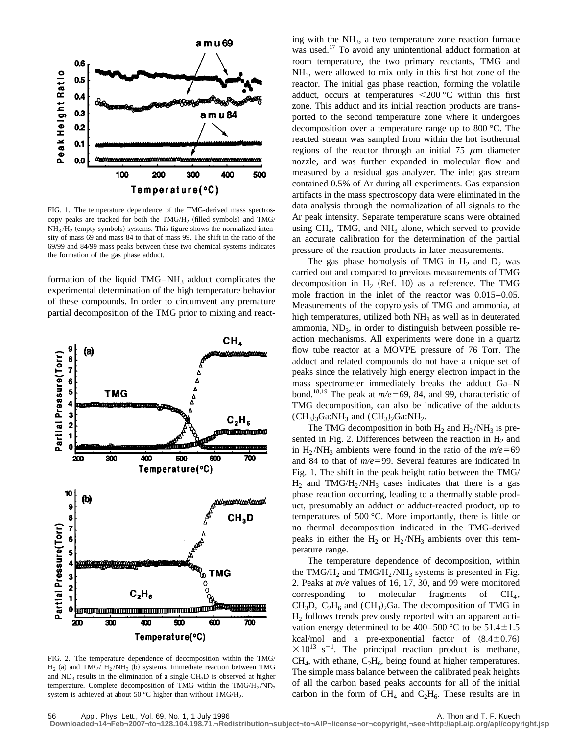FIG. 1. The temperature dependence of the TMG-derived mass spectroscopy peaks are tracked for both the TMG/$H_2$ (filled symbols) and TMG/$NH_3$/$H_2$ (empty symbols) systems. This figure shows the normalized intensity of mass 69 and mass 84 to that of mass 99. The shift in the ratio of the 69/99 and 84/99 mass peaks between these two chemical systems indicates the formation of the gas phase adduct.

formation of the liquid TMG–$NH_3$ adduct complicates the experimental determination of the high temperature behavior of these compounds. In order to circumvent any premature partial decomposition of the TMG prior to mixing and reacting with the $NH_3$, a two temperature zone reaction furnace was used.[17] To avoid any unintentional adduct formation at room temperature, the two primary reactants, TMG and $NH_3$, were allowed to mix only in this first hot zone of the reactor. The initial gas phase reaction, forming the volatile adduct, occurs at temperatures <200 °C within this first zone. This adduct and its initial reaction products are transported to the second temperature zone where it undergoes decomposition over a temperature range up to 800 °C. The reacted stream was sampled from within the hot isothermal regions of the reactor through an initial 75 $\mu$m diameter nozzle, and was further expanded in molecular flow and measured by a residual gas analyzer. The inlet gas stream contained 0.5% of Ar during all experiments. Gas expansion artifacts in the mass spectroscopy data were eliminated in the data analysis through the normalization of all signals to the Ar peak intensity. Separate temperature scans were obtained using $CH_4$, TMG, and $NH_3$ alone, which served to provide an accurate calibration for the determination of the partial pressure of the reaction products in later measurements.

The gas phase homolysis of TMG in $H_2$ and $D_2$ was carried out and compared to previous measurements of TMG decomposition in $H_2$ (Ref. 10) as a reference. The TMG mole fraction in the inlet of the reactor was 0.015–0.05. Measurements of the copyrolysis of TMG and ammonia, at high temperatures, utilized both $NH_3$ as well as in deuterated ammonia, $ND_3$, in order to distinguish between possible reaction mechanisms. All experiments were done in a quartz flow tube reactor at a MOVPE pressure of 76 Torr. The adduct and related compounds do not have a unique set of peaks since the relatively high energy electron impact in the mass spectrometer immediately breaks the adduct Ga–N bond.[18,19] The peak at $m/e=69$, 84, and 99, characteristic of TMG decomposition, can also be indicative of the adducts $(CH_3)_3Ga{:}NH_3$ and $(CH_3)_2Ga{:}NH_2$.

The TMG decomposition in both $H_2$ and $H_2$/$NH_3$ is presented in Fig. 2. Differences between the reaction in $H_2$ and in $H_2$/$NH_3$ ambients were found in the ratio of the $m/e=69$ and 84 to that of $m/e=99$. Several features are indicated in Fig. 1. The shift in the peak height ratio between the TMG/$H_2$ and TMG/$H_2$/$NH_3$ cases indicates that there is a gas phase reaction occurring, leading to a thermally stable product, presumably an adduct or adduct-reacted product, up to temperatures of 500 °C. More importantly, there is little or no thermal decomposition indicated in the TMG-derived peaks in either the $H_2$ or $H_2$/$NH_3$ ambients over this temperature range.

The temperature dependence of decomposition, within the TMG/$H_2$ and TMG/$H_2$/$NH_3$ systems is presented in Fig. 2. Peaks at $m/e$ values of 16, 17, 30, and 99 were monitored corresponding to molecular fragments of $CH_4$, $CH_3D$, $C_2H_6$ and $(CH_3)_2Ga$. The decomposition of TMG in $H_2$ follows trends previously reported with an apparent activation energy determined to be 400–500 °C to be $51.4\pm1.5$ kcal/mol and a pre-exponential factor of $(8.4\pm0.76)\times10^{13}$ s$^{-1}$. The principal reaction product is methane, $CH_4$, with ethane, $C_2H_6$, being found at higher temperatures. The simple mass balance between the calibrated peak heights of all the carbon based peaks accounts for all of the initial carbon in the form of $CH_4$ and $C_2H_6$. These results are in

FIG. 2. The temperature dependence of decomposition within the TMG/$H_2$ (a) and TMG/ $H_2$/$NH_3$ (b) systems. Immediate reaction between TMG and $ND_3$ results in the elimination of a single $CH_3D$ is observed at higher temperature. Complete decomposition of TMG within the TMG/$H_2$/$ND_3$ system is achieved at about 50 °C higher than without TMG/$H_2$.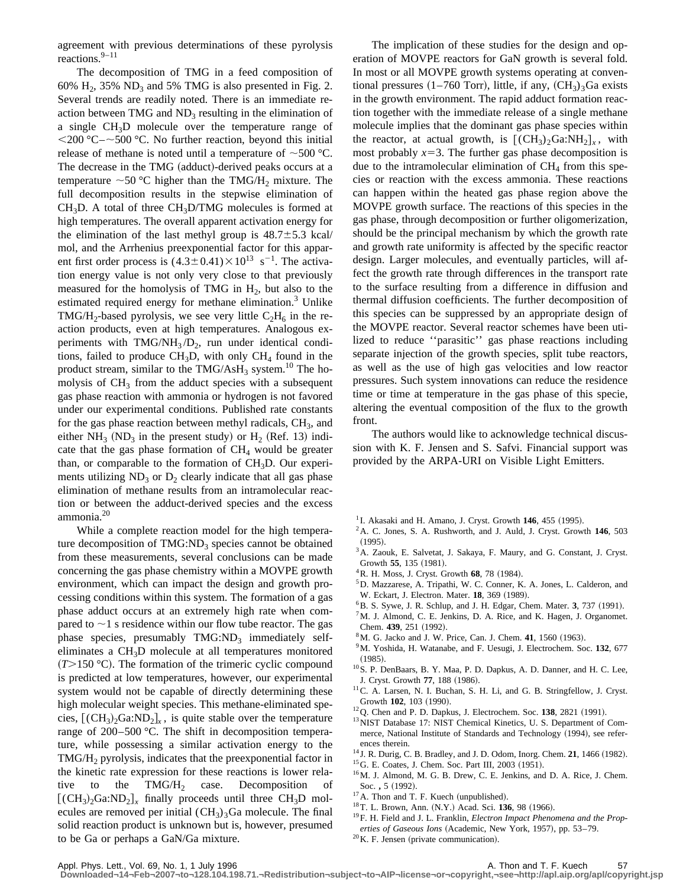agreement with previous determinations of these pyrolysis reactions.[9–11]

The decomposition of TMG in a feed composition of 60% $H_2$, 35% $ND_3$ and 5% TMG is also presented in Fig. 2. Several trends are readily noted. There is an immediate reaction between TMG and $ND_3$ resulting in the elimination of a single $CH_3D$ molecule over the temperature range of <200 °C–~500 °C. No further reaction, beyond this initial release of methane is noted until a temperature of ~500 °C. The decrease in the TMG (adduct)-derived peaks occurs at a temperature ~50 °C higher than the TMG/$H_2$ mixture. The full decomposition results in the stepwise elimination of $CH_3D$. A total of three $CH_3D$/TMG molecules is formed at high temperatures. The overall apparent activation energy for the elimination of the last methyl group is $48.7 \pm 5.3$ kcal/mol, and the Arrhenius preexponential factor for this apparent first order process is $(4.3 \pm 0.41) \times 10^{13}$ $s^{-1}$. The activation energy value is not only very close to that previously measured for the homolysis of TMG in $H_2$, but also to the estimated required energy for methane elimination.[3] Unlike TMG/$H_2$-based pyrolysis, we see very little $C_2H_6$ in the reaction products, even at high temperatures. Analogous experiments with TMG/$NH_3$/$D_2$, run under identical conditions, failed to produce $CH_3D$, with only $CH_4$ found in the product stream, similar to the TMG/$AsH_3$ system.[10] The homolysis of $CH_3$ from the adduct species with a subsequent gas phase reaction with ammonia or hydrogen is not favored under our experimental conditions. Published rate constants for the gas phase reaction between methyl radicals, $CH_3$, and either $NH_3$ ($ND_3$ in the present study) or $H_2$ (Ref. 13) indicate that the gas phase formation of $CH_4$ would be greater than, or comparable to the formation of $CH_3D$. Our experiments utilizing $ND_3$ or $D_2$ clearly indicate that all gas phase elimination of methane results from an intramolecular reaction or between the adduct-derived species and the excess ammonia.[20]

While a complete reaction model for the high temperature decomposition of TMG:$ND_3$ species cannot be obtained from these measurements, several conclusions can be made concerning the gas phase chemistry within a MOVPE growth environment, which can impact the design and growth processing conditions within this system. The formation of a gas phase adduct occurs at an extremely high rate when compared to ~1 s residence within our flow tube reactor. The gas phase species, presumably TMG:$ND_3$ immediately self-eliminates a $CH_3D$ molecule at all temperatures monitored ($T$>150 °C). The formation of the trimeric cyclic compound is predicted at low temperatures, however, our experimental system would not be capable of directly determining these high molecular weight species. This methane-eliminated species, $[(CH_3)_2Ga{:}ND_2]_x$, is quite stable over the temperature range of 200–500 °C. The shift in decomposition temperature, while possessing a similar activation energy to the TMG/$H_2$ pyrolysis, indicates that the preexponential factor in the kinetic rate expression for these reactions is lower relative to the TMG/$H_2$ case. Decomposition of $[(CH_3)_2Ga{:}ND_2]_x$ finally proceeds until three $CH_3D$ molecules are removed per initial $(CH_3)_3Ga$ molecule. The final solid reaction product is unknown but is, however, presumed to be Ga or perhaps a GaN/Ga mixture.

The implication of these studies for the design and operation of MOVPE reactors for GaN growth is several fold. In most or all MOVPE growth systems operating at conventional pressures (1–760 Torr), little, if any, $(CH_3)_3Ga$ exists in the growth environment. The rapid adduct formation reaction together with the immediate release of a single methane molecule implies that the dominant gas phase species within the reactor, at actual growth, is $[(CH_3)_2Ga{:}NH_2]_x$, with most probably $x=3$. The further gas phase decomposition is due to the intramolecular elimination of $CH_4$ from this species or reaction with the excess ammonia. These reactions can happen within the heated gas phase region above the MOVPE growth surface. The reactions of this species in the gas phase, through decomposition or further oligomerization, should be the principal mechanism by which the growth rate and growth rate uniformity is affected by the specific reactor design. Larger molecules, and eventually particles, will affect the growth rate through differences in the transport rate to the surface resulting from a difference in diffusion and thermal diffusion coefficients. The further decomposition of this species can be suppressed by an appropriate design of the MOVPE reactor. Several reactor schemes have been utilized to reduce ''parasitic'' gas phase reactions including separate injection of the growth species, split tube reactors, as well as the use of high gas velocities and low reactor pressures. Such system innovations can reduce the residence time or time at temperature in the gas phase of this specie, altering the eventual composition of the flux to the growth front.

The authors would like to acknowledge technical discussion with K. F. Jensen and S. Safvi. Financial support was provided by the ARPA-URI on Visible Light Emitters.

[1] I. Akasaki and H. Amano, J. Cryst. Growth **146**, 455 (1995).
[2] A. C. Jones, S. A. Rushworth, and J. Auld, J. Cryst. Growth **146**, 503 (1995).
[3] A. Zaouk, E. Salvetat, J. Sakaya, F. Maury, and G. Constant, J. Cryst. Growth **55**, 135 (1981).
[4] R. H. Moss, J. Cryst. Growth **68**, 78 (1984).
[5] D. Mazzarese, A. Tripathi, W. C. Conner, K. A. Jones, L. Calderon, and W. Eckart, J. Electron. Mater. **18**, 369 (1989).
[6] B. S. Sywe, J. R. Schlup, and J. H. Edgar, Chem. Mater. **3**, 737 (1991).
[7] M. J. Almond, C. E. Jenkins, D. A. Rice, and K. Hagen, J. Organomet. Chem. **439**, 251 (1992).
[8] M. G. Jacko and J. W. Price, Can. J. Chem. **41**, 1560 (1963).
[9] M. Yoshida, H. Watanabe, and F. Uesugi, J. Electrochem. Soc. **132**, 677 (1985).
[10] S. P. DenBaars, B. Y. Maa, P. D. Dapkus, A. D. Danner, and H. C. Lee, J. Cryst. Growth **77**, 188 (1986).
[11] C. A. Larsen, N. I. Buchan, S. H. Li, and G. B. Stringfellow, J. Cryst. Growth **102**, 103 (1990).
[12] Q. Chen and P. D. Dapkus, J. Electrochem. Soc. **138**, 2821 (1991).
[13] NIST Database 17: NIST Chemical Kinetics, U. S. Department of Commerce, National Institute of Standards and Technology (1994), see references therein.
[14] J. R. Durig, C. B. Bradley, and J. D. Odom, Inorg. Chem. **21**, 1466 (1982).
[15] G. E. Coates, J. Chem. Soc. Part III, 2003 (1951).
[16] M. J. Almond, M. G. B. Drew, C. E. Jenkins, and D. A. Rice, J. Chem. Soc. **,** 5 (1992).
[17] A. Thon and T. F. Kuech (unpublished).
[18] T. L. Brown, Ann. (N.Y.) Acad. Sci. **136**, 98 (1966).
[19] F. H. Field and J. L. Franklin, *Electron Impact Phenomena and the Properties of Gaseous Ions* (Academic, New York, 1957), pp. 53–79.
[20] K. F. Jensen (private communication).